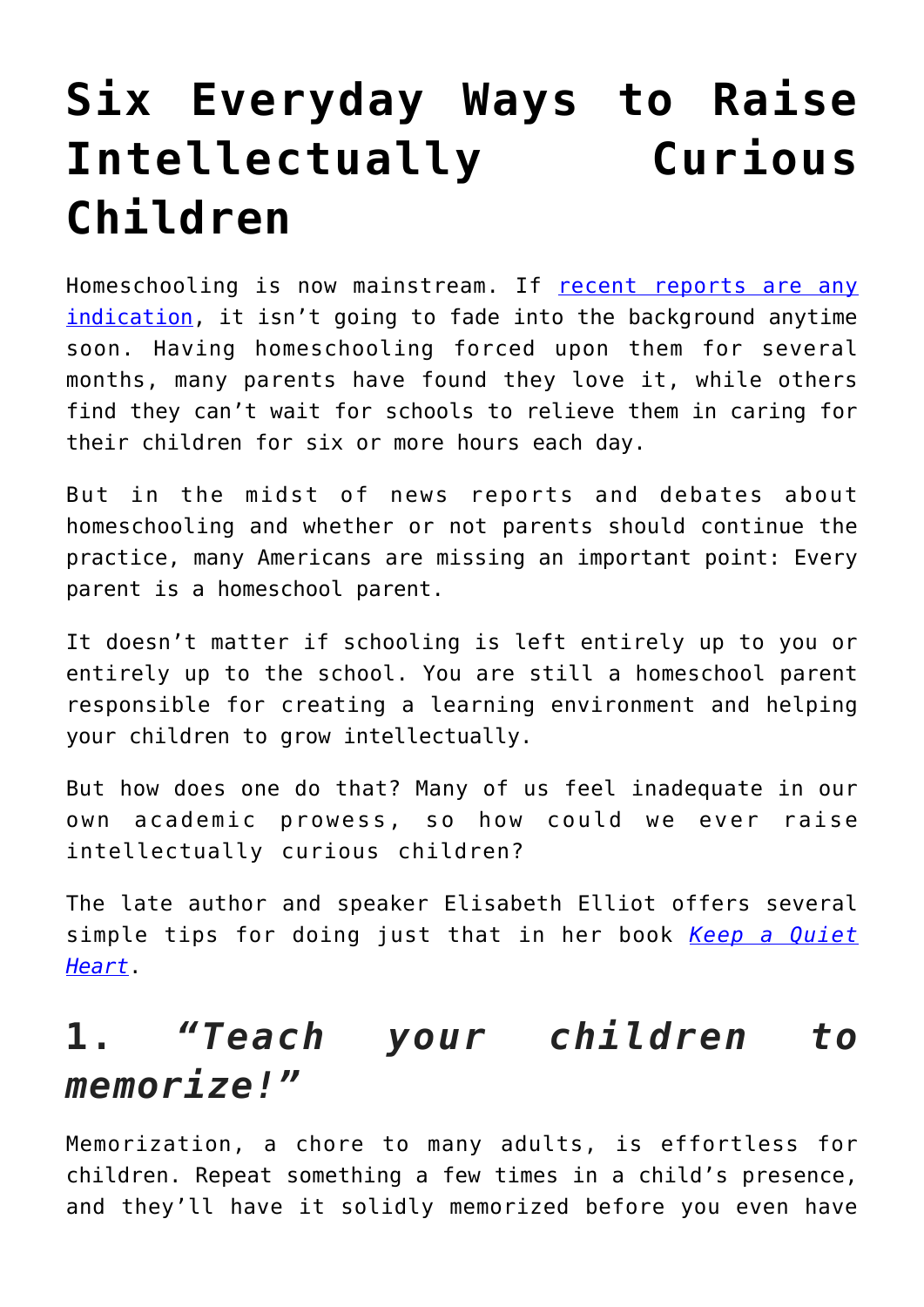# Six Everyday Ways to Raise Intellectually Curious Children

Homeschooling is now mainstream. If [recent reports are any indication](), it isn't going to fade into the background anytime soon. Having homeschooling forced upon them for several months, many parents have found they love it, while others find they can't wait for schools to relieve them in caring for their children for six or more hours each day.

But in the midst of news reports and debates about homeschooling and whether or not parents should continue the practice, many Americans are missing an important point: Every parent is a homeschool parent.

It doesn't matter if schooling is left entirely up to you or entirely up to the school. You are still a homeschool parent responsible for creating a learning environment and helping your children to grow intellectually.

But how does one do that? Many of us feel inadequate in our own academic prowess, so how could we ever raise intellectually curious children?

The late author and speaker Elisabeth Elliot offers several simple tips for doing just that in her book [*Keep a Quiet Heart*]().

## 1. *"Teach your children to memorize!"*

Memorization, a chore to many adults, is effortless for children. Repeat something a few times in a child's presence, and they'll have it solidly memorized before you even have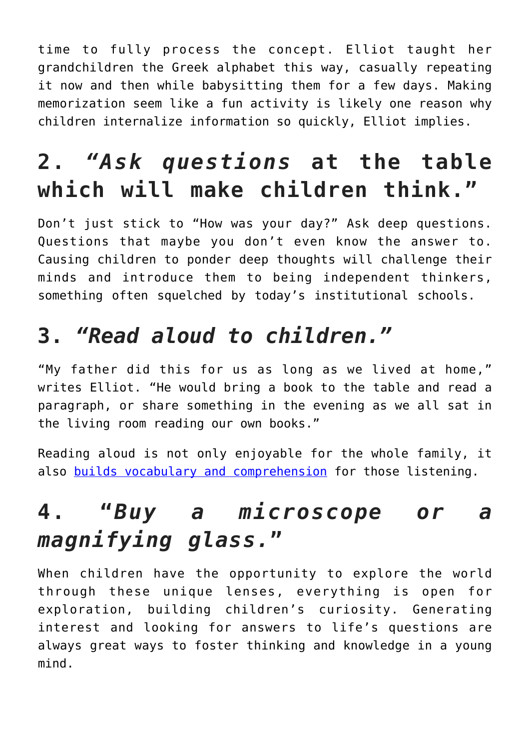time to fully process the concept. Elliot taught her grandchildren the Greek alphabet this way, casually repeating it now and then while babysitting them for a few days. Making memorization seem like a fun activity is likely one reason why children internalize information so quickly, Elliot implies.

## 2. *“Ask questions* at the table which will make children think.”

Don’t just stick to “How was your day?” Ask deep questions. Questions that maybe you don’t even know the answer to. Causing children to ponder deep thoughts will challenge their minds and introduce them to being independent thinkers, something often squelched by today’s institutional schools.

## 3. *“Read aloud to children.”*

“My father did this for us as long as we lived at home,” writes Elliot. “He would bring a book to the table and read a paragraph, or share something in the evening as we all sat in the living room reading our own books.”

Reading aloud is not only enjoyable for the whole family, it also builds vocabulary and comprehension for those listening.

## 4. “*Buy a microscope or a magnifying glass.*”

When children have the opportunity to explore the world through these unique lenses, everything is open for exploration, building children’s curiosity. Generating interest and looking for answers to life’s questions are always great ways to foster thinking and knowledge in a young mind.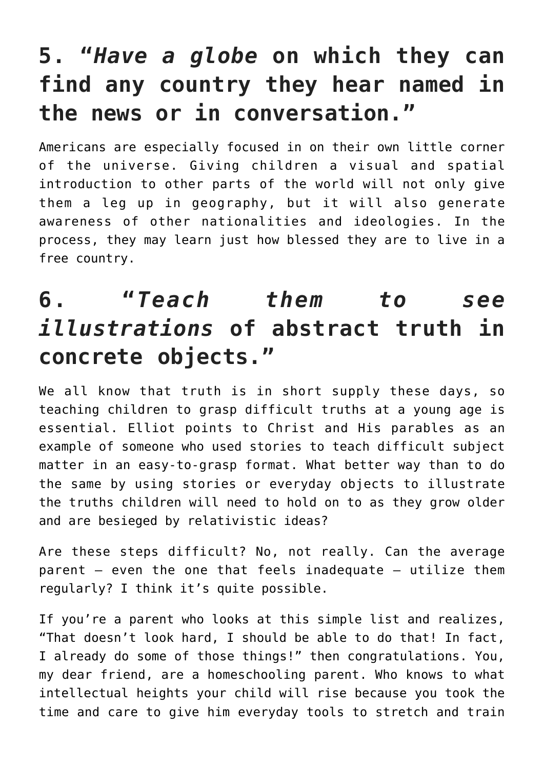## 5. "*Have a globe* on which they can find any country they hear named in the news or in conversation."

Americans are especially focused in on their own little corner of the universe. Giving children a visual and spatial introduction to other parts of the world will not only give them a leg up in geography, but it will also generate awareness of other nationalities and ideologies. In the process, they may learn just how blessed they are to live in a free country.

## 6. "*Teach them to see illustrations* of abstract truth in concrete objects."

We all know that truth is in short supply these days, so teaching children to grasp difficult truths at a young age is essential. Elliot points to Christ and His parables as an example of someone who used stories to teach difficult subject matter in an easy-to-grasp format. What better way than to do the same by using stories or everyday objects to illustrate the truths children will need to hold on to as they grow older and are besieged by relativistic ideas?

Are these steps difficult? No, not really. Can the average parent – even the one that feels inadequate – utilize them regularly? I think it's quite possible.

If you're a parent who looks at this simple list and realizes, "That doesn't look hard, I should be able to do that! In fact, I already do some of those things!" then congratulations. You, my dear friend, are a homeschooling parent. Who knows to what intellectual heights your child will rise because you took the time and care to give him everyday tools to stretch and train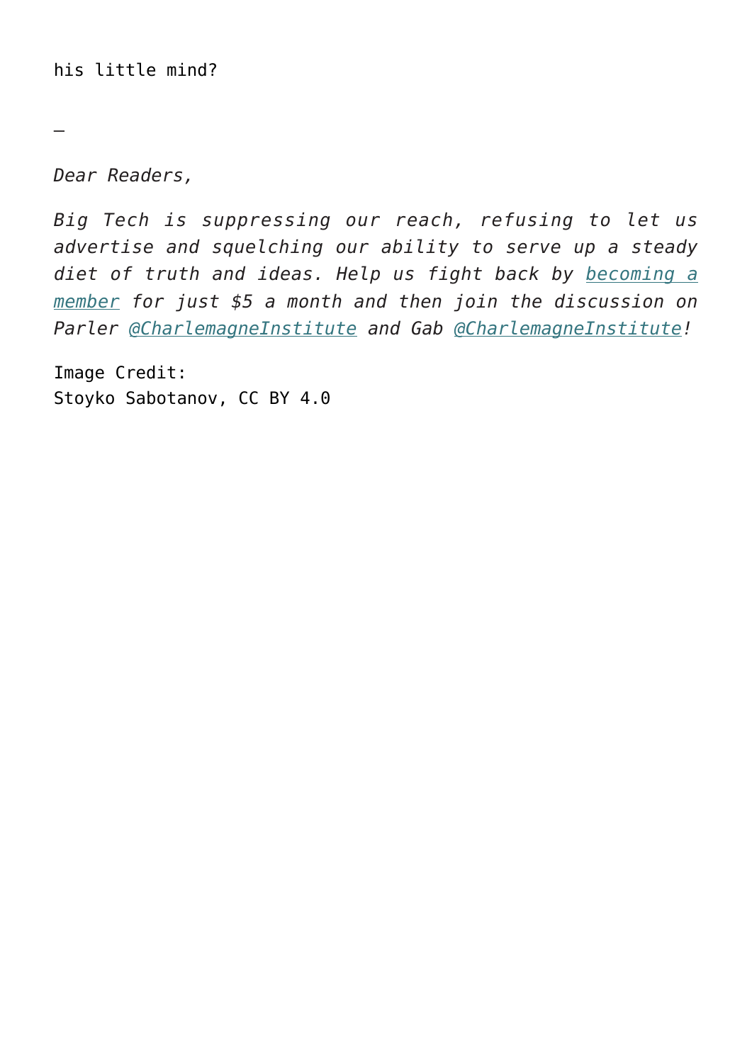his little mind?

—

*Dear Readers,*

*Big Tech is suppressing our reach, refusing to let us advertise and squelching our ability to serve up a steady diet of truth and ideas. Help us fight back by becoming a member for just $5 a month and then join the discussion on Parler @CharlemagneInstitute and Gab @CharlemagneInstitute!*

Image Credit:
Stoyko Sabotanov, CC BY 4.0